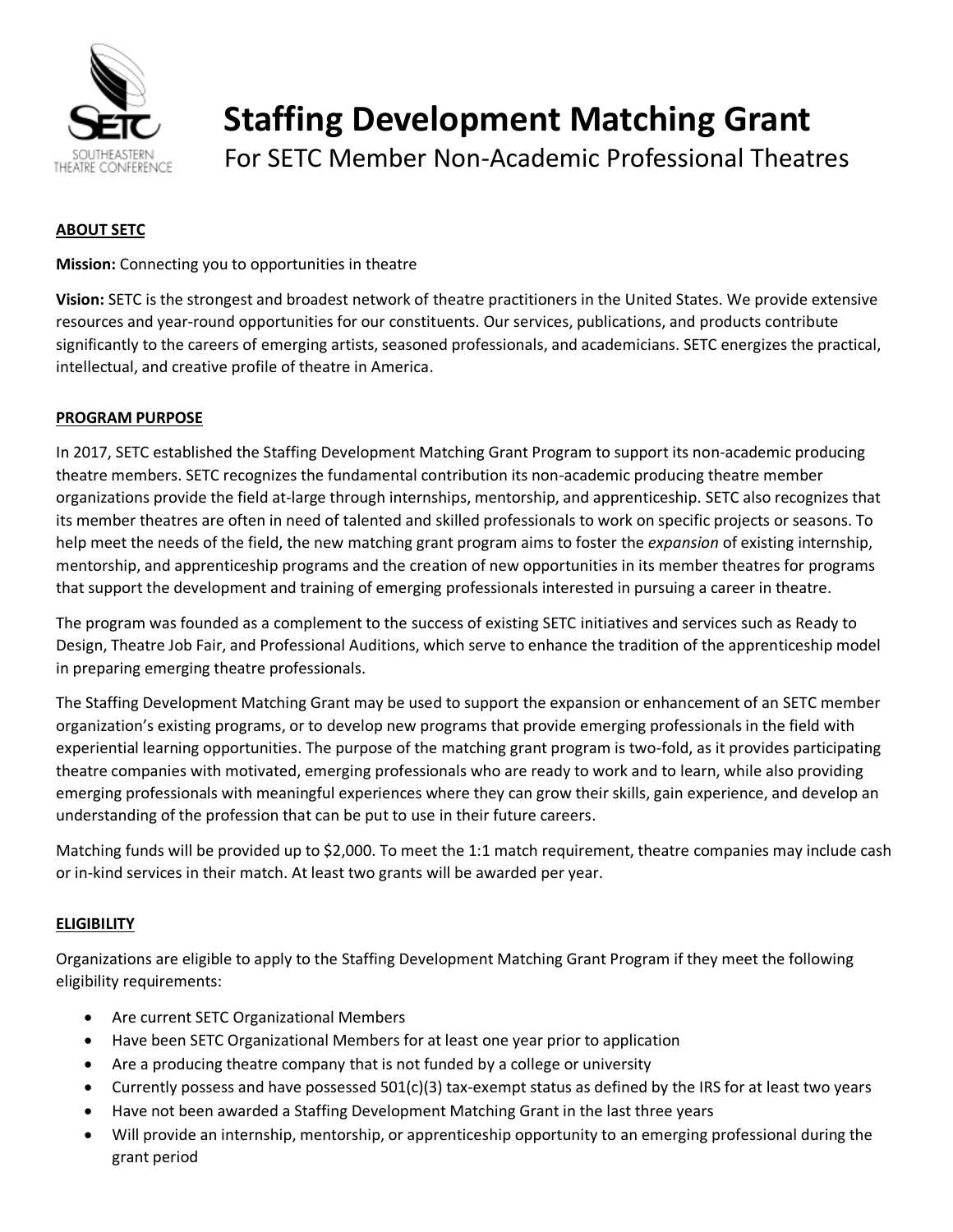# Staffing Development Matching Grant

For SETC Member Non-Academic Professional Theatres

## ABOUT SETC

**Mission:** Connecting you to opportunities in theatre

**Vision:** SETC is the strongest and broadest network of theatre practitioners in the United States. We provide extensive resources and year-round opportunities for our constituents. Our services, publications, and products contribute significantly to the careers of emerging artists, seasoned professionals, and academicians. SETC energizes the practical, intellectual, and creative profile of theatre in America.

## PROGRAM PURPOSE

In 2017, SETC established the Staffing Development Matching Grant Program to support its non-academic producing theatre members. SETC recognizes the fundamental contribution its non-academic producing theatre member organizations provide the field at-large through internships, mentorship, and apprenticeship. SETC also recognizes that its member theatres are often in need of talented and skilled professionals to work on specific projects or seasons. To help meet the needs of the field, the new matching grant program aims to foster the *expansion* of existing internship, mentorship, and apprenticeship programs and the creation of new opportunities in its member theatres for programs that support the development and training of emerging professionals interested in pursuing a career in theatre.

The program was founded as a complement to the success of existing SETC initiatives and services such as Ready to Design, Theatre Job Fair, and Professional Auditions, which serve to enhance the tradition of the apprenticeship model in preparing emerging theatre professionals.

The Staffing Development Matching Grant may be used to support the expansion or enhancement of an SETC member organization's existing programs, or to develop new programs that provide emerging professionals in the field with experiential learning opportunities. The purpose of the matching grant program is two-fold, as it provides participating theatre companies with motivated, emerging professionals who are ready to work and to learn, while also providing emerging professionals with meaningful experiences where they can grow their skills, gain experience, and develop an understanding of the profession that can be put to use in their future careers.

Matching funds will be provided up to $2,000. To meet the 1:1 match requirement, theatre companies may include cash or in-kind services in their match. At least two grants will be awarded per year.

## ELIGIBILITY

Organizations are eligible to apply to the Staffing Development Matching Grant Program if they meet the following eligibility requirements:

- Are current SETC Organizational Members
- Have been SETC Organizational Members for at least one year prior to application
- Are a producing theatre company that is not funded by a college or university
- Currently possess and have possessed 501(c)(3) tax-exempt status as defined by the IRS for at least two years
- Have not been awarded a Staffing Development Matching Grant in the last three years
- Will provide an internship, mentorship, or apprenticeship opportunity to an emerging professional during the grant period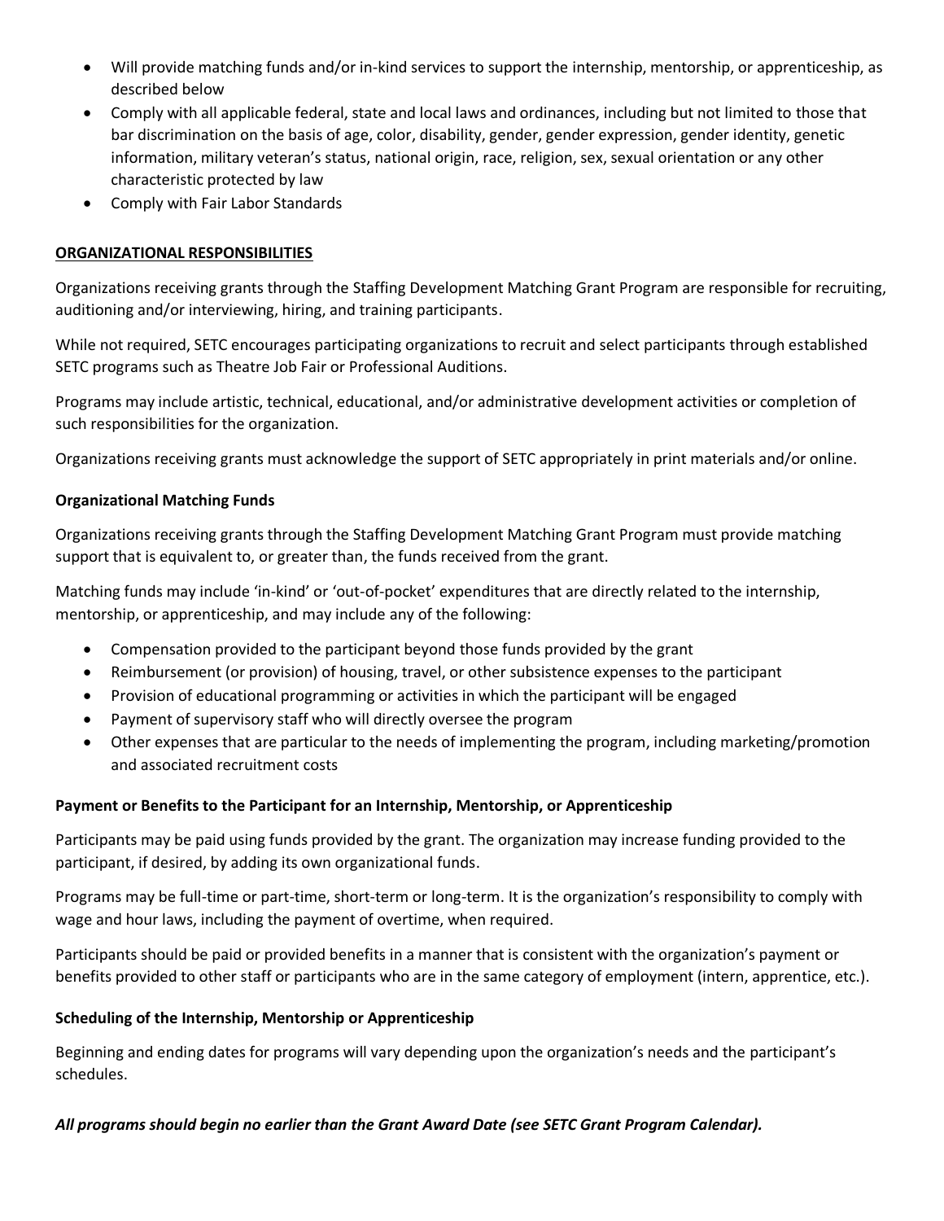- Will provide matching funds and/or in-kind services to support the internship, mentorship, or apprenticeship, as described below
- Comply with all applicable federal, state and local laws and ordinances, including but not limited to those that bar discrimination on the basis of age, color, disability, gender, gender expression, gender identity, genetic information, military veteran's status, national origin, race, religion, sex, sexual orientation or any other characteristic protected by law
- Comply with Fair Labor Standards

## ORGANIZATIONAL RESPONSIBILITIES

Organizations receiving grants through the Staffing Development Matching Grant Program are responsible for recruiting, auditioning and/or interviewing, hiring, and training participants.

While not required, SETC encourages participating organizations to recruit and select participants through established SETC programs such as Theatre Job Fair or Professional Auditions.

Programs may include artistic, technical, educational, and/or administrative development activities or completion of such responsibilities for the organization.

Organizations receiving grants must acknowledge the support of SETC appropriately in print materials and/or online.

### Organizational Matching Funds

Organizations receiving grants through the Staffing Development Matching Grant Program must provide matching support that is equivalent to, or greater than, the funds received from the grant.

Matching funds may include 'in-kind' or 'out-of-pocket' expenditures that are directly related to the internship, mentorship, or apprenticeship, and may include any of the following:

- Compensation provided to the participant beyond those funds provided by the grant
- Reimbursement (or provision) of housing, travel, or other subsistence expenses to the participant
- Provision of educational programming or activities in which the participant will be engaged
- Payment of supervisory staff who will directly oversee the program
- Other expenses that are particular to the needs of implementing the program, including marketing/promotion and associated recruitment costs

### Payment or Benefits to the Participant for an Internship, Mentorship, or Apprenticeship

Participants may be paid using funds provided by the grant. The organization may increase funding provided to the participant, if desired, by adding its own organizational funds.

Programs may be full-time or part-time, short-term or long-term. It is the organization's responsibility to comply with wage and hour laws, including the payment of overtime, when required.

Participants should be paid or provided benefits in a manner that is consistent with the organization's payment or benefits provided to other staff or participants who are in the same category of employment (intern, apprentice, etc.).

### Scheduling of the Internship, Mentorship or Apprenticeship

Beginning and ending dates for programs will vary depending upon the organization's needs and the participant's schedules.

***All programs should begin no earlier than the Grant Award Date (see SETC Grant Program Calendar).***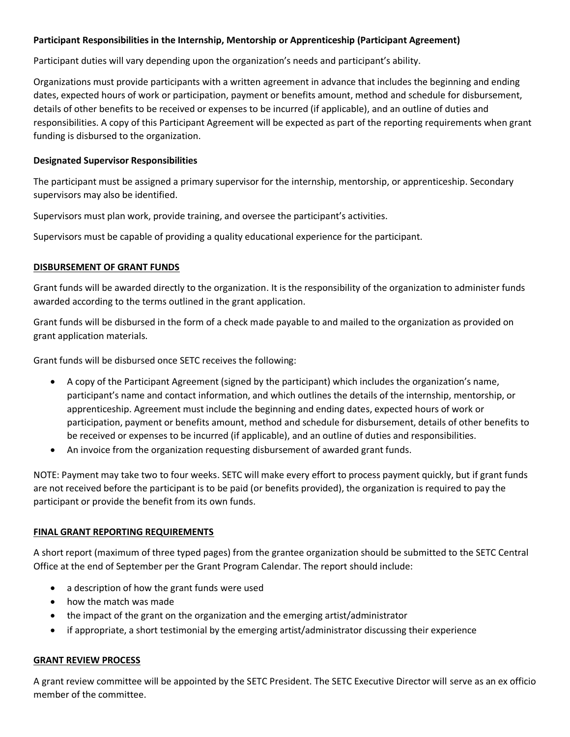**Participant Responsibilities in the Internship, Mentorship or Apprenticeship (Participant Agreement)**

Participant duties will vary depending upon the organization's needs and participant's ability.

Organizations must provide participants with a written agreement in advance that includes the beginning and ending dates, expected hours of work or participation, payment or benefits amount, method and schedule for disbursement, details of other benefits to be received or expenses to be incurred (if applicable), and an outline of duties and responsibilities. A copy of this Participant Agreement will be expected as part of the reporting requirements when grant funding is disbursed to the organization.

**Designated Supervisor Responsibilities**

The participant must be assigned a primary supervisor for the internship, mentorship, or apprenticeship. Secondary supervisors may also be identified.

Supervisors must plan work, provide training, and oversee the participant's activities.

Supervisors must be capable of providing a quality educational experience for the participant.

## DISBURSEMENT OF GRANT FUNDS

Grant funds will be awarded directly to the organization. It is the responsibility of the organization to administer funds awarded according to the terms outlined in the grant application.

Grant funds will be disbursed in the form of a check made payable to and mailed to the organization as provided on grant application materials.

Grant funds will be disbursed once SETC receives the following:

- A copy of the Participant Agreement (signed by the participant) which includes the organization's name, participant's name and contact information, and which outlines the details of the internship, mentorship, or apprenticeship. Agreement must include the beginning and ending dates, expected hours of work or participation, payment or benefits amount, method and schedule for disbursement, details of other benefits to be received or expenses to be incurred (if applicable), and an outline of duties and responsibilities.
- An invoice from the organization requesting disbursement of awarded grant funds.

NOTE: Payment may take two to four weeks. SETC will make every effort to process payment quickly, but if grant funds are not received before the participant is to be paid (or benefits provided), the organization is required to pay the participant or provide the benefit from its own funds.

## FINAL GRANT REPORTING REQUIREMENTS

A short report (maximum of three typed pages) from the grantee organization should be submitted to the SETC Central Office at the end of September per the Grant Program Calendar. The report should include:

- a description of how the grant funds were used
- how the match was made
- the impact of the grant on the organization and the emerging artist/administrator
- if appropriate, a short testimonial by the emerging artist/administrator discussing their experience

## GRANT REVIEW PROCESS

A grant review committee will be appointed by the SETC President. The SETC Executive Director will serve as an ex officio member of the committee.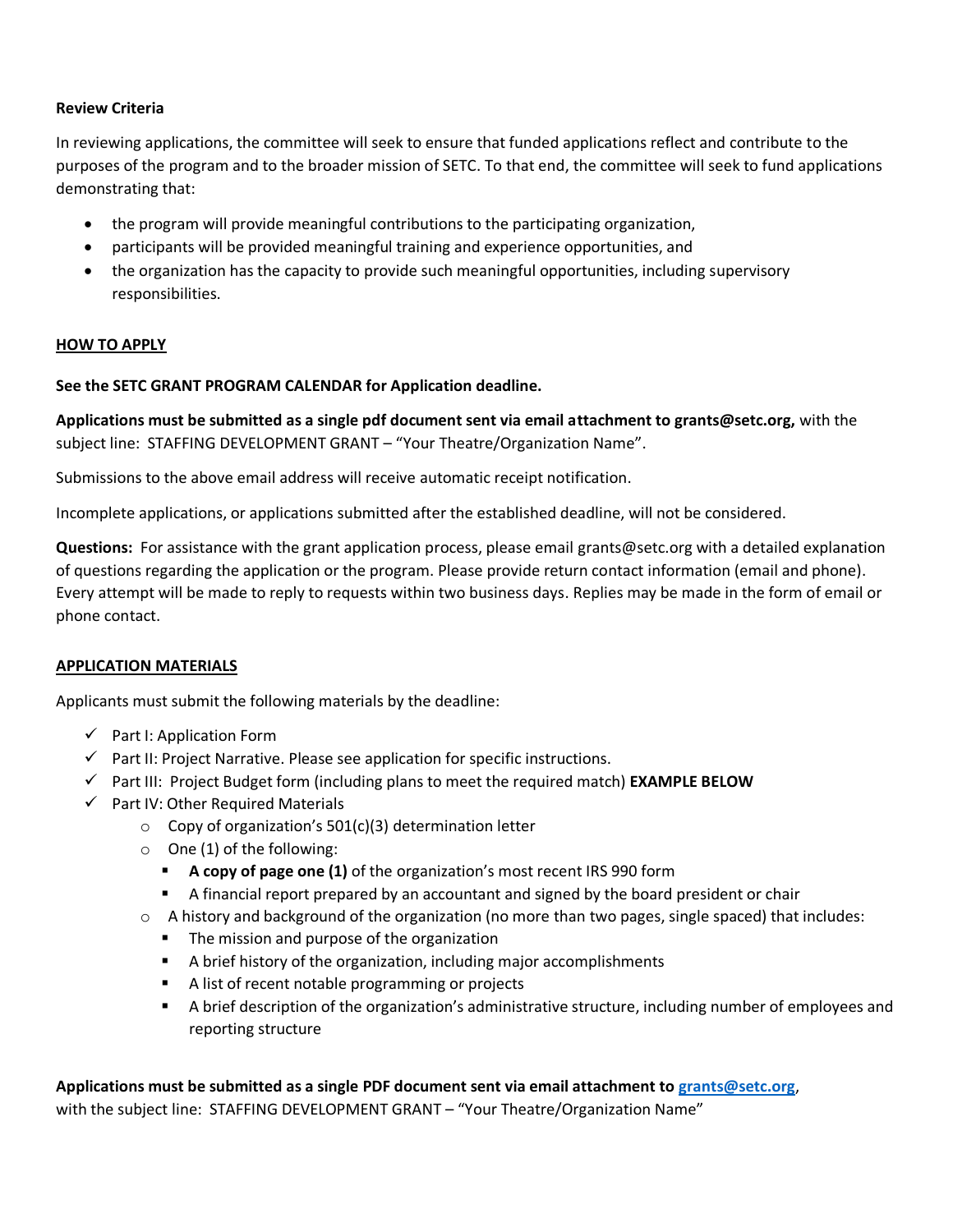**Review Criteria**

In reviewing applications, the committee will seek to ensure that funded applications reflect and contribute to the purposes of the program and to the broader mission of SETC. To that end, the committee will seek to fund applications demonstrating that:

- the program will provide meaningful contributions to the participating organization,
- participants will be provided meaningful training and experience opportunities, and
- the organization has the capacity to provide such meaningful opportunities, including supervisory responsibilities.

**HOW TO APPLY**

**See the SETC GRANT PROGRAM CALENDAR for Application deadline.**

**Applications must be submitted as a single pdf document sent via email attachment to grants@setc.org,** with the subject line: STAFFING DEVELOPMENT GRANT – "Your Theatre/Organization Name".

Submissions to the above email address will receive automatic receipt notification.

Incomplete applications, or applications submitted after the established deadline, will not be considered.

**Questions:** For assistance with the grant application process, please email grants@setc.org with a detailed explanation of questions regarding the application or the program. Please provide return contact information (email and phone). Every attempt will be made to reply to requests within two business days. Replies may be made in the form of email or phone contact.

**APPLICATION MATERIALS**

Applicants must submit the following materials by the deadline:

- ✓ Part I: Application Form
- ✓ Part II: Project Narrative. Please see application for specific instructions.
- ✓ Part III: Project Budget form (including plans to meet the required match) **EXAMPLE BELOW**
- ✓ Part IV: Other Required Materials
  - Copy of organization's 501(c)(3) determination letter
  - One (1) of the following:
    - **A copy of page one (1)** of the organization's most recent IRS 990 form
    - A financial report prepared by an accountant and signed by the board president or chair
  - A history and background of the organization (no more than two pages, single spaced) that includes:
    - The mission and purpose of the organization
    - A brief history of the organization, including major accomplishments
    - A list of recent notable programming or projects
    - A brief description of the organization's administrative structure, including number of employees and reporting structure

**Applications must be submitted as a single PDF document sent via email attachment to grants@setc.org**, with the subject line: STAFFING DEVELOPMENT GRANT – "Your Theatre/Organization Name"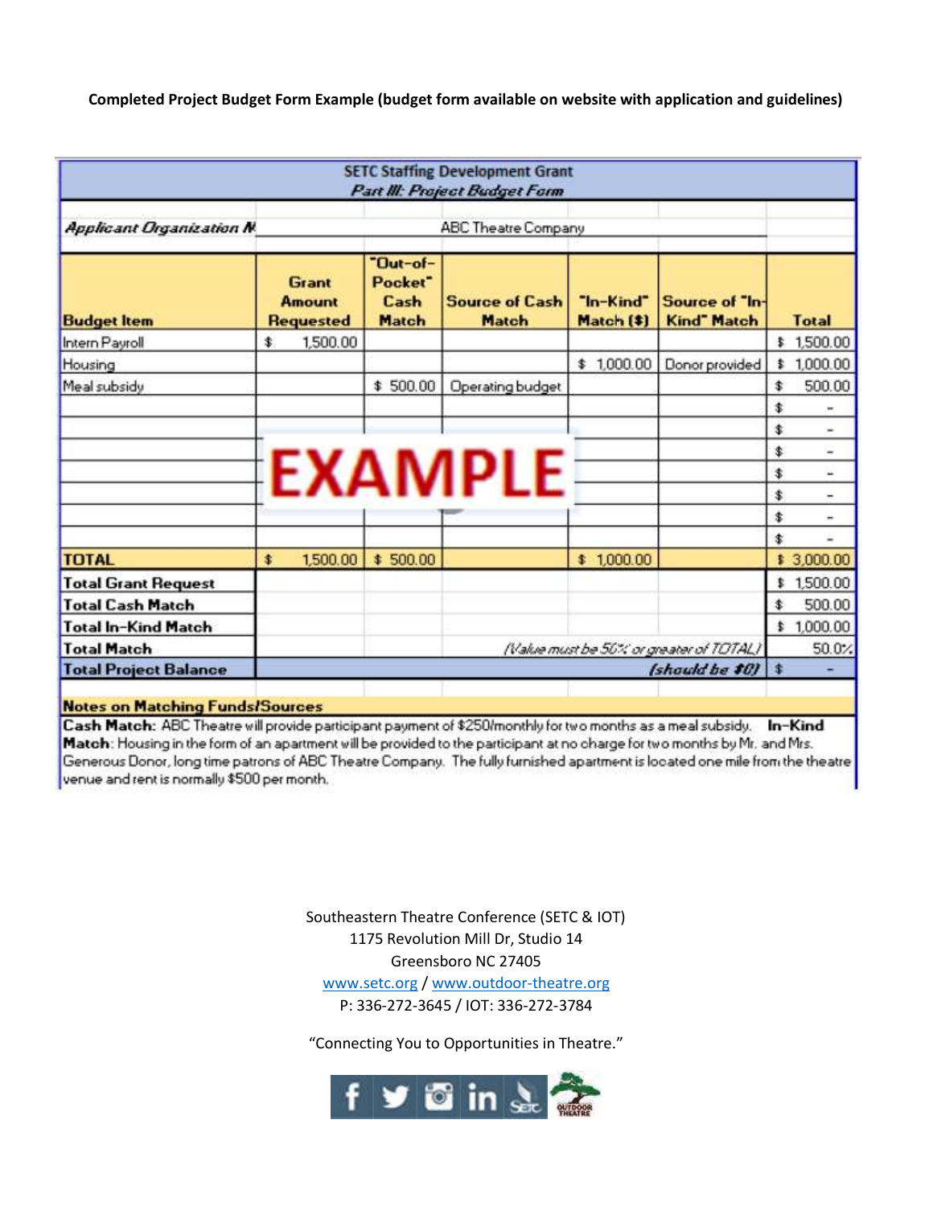**Completed Project Budget Form Example (budget form available on website with application and guidelines)**

**SETC Staffing Development Grant**
***Part III: Project Budget Form***

***Applicant Organization N*** ABC Theatre Company

| Budget Item | Grant Amount Requested | "Out-of-Pocket" Cash Match | Source of Cash Match | "In-Kind" Match ($) | Source of "In-Kind" Match | Total |
|---|---|---|---|---|---|---|
| Intern Payroll | $ 1,500.00 | | | | | $ 1,500.00 |
| Housing | | | | $ 1,000.00 | Donor provided | $ 1,000.00 |
| Meal subsidy | | $ 500.00 | Operating budget | | | $ 500.00 |
| | | | | | | $ - |
| | | | | | | $ - |
| | | | | | | $ - |
| | | | | | | $ - |
| | | | | | | $ - |
| | | | | | | $ - |
| | | | | | | $ - |
| **TOTAL** | $ 1,500.00 | $ 500.00 | | $ 1,000.00 | | $ 3,000.00 |
| **Total Grant Request** | | | | | | $ 1,500.00 |
| **Total Cash Match** | | | | | | $ 500.00 |
| **Total In-Kind Match** | | | | | | $ 1,000.00 |
| **Total Match** | | | | *(Value must be 50% or greater of TOTAL)* | | 50.0% |
| **Total Project Balance** | | | | *(should be $0)* | | $ - |

EXAMPLE

**Notes on Matching Funds/Sources**

**Cash Match:** ABC Theatre will provide participant payment of $250/monthly for two months as a meal subsidy. **In-Kind Match:** Housing in the form of an apartment will be provided to the participant at no charge for two months by Mr. and Mrs. Generous Donor, long time patrons of ABC Theatre Company. The fully furnished apartment is located one mile from the theatre venue and rent is normally $500 per month.

Southeastern Theatre Conference (SETC & IOT)
1175 Revolution Mill Dr, Studio 14
Greensboro NC 27405
www.setc.org / www.outdoor-theatre.org
P: 336-272-3645 / IOT: 336-272-3784

"Connecting You to Opportunities in Theatre."